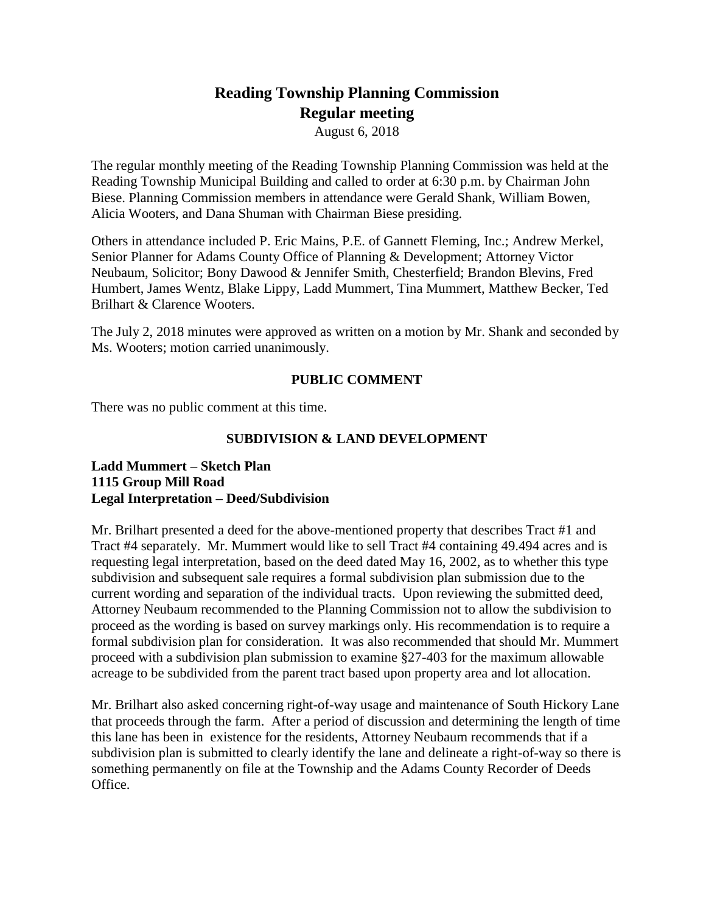# Reading Township Planning Commission
## Regular meeting

August 6, 2018

The regular monthly meeting of the Reading Township Planning Commission was held at the Reading Township Municipal Building and called to order at 6:30 p.m. by Chairman John Biese. Planning Commission members in attendance were Gerald Shank, William Bowen, Alicia Wooters, and Dana Shuman with Chairman Biese presiding.

Others in attendance included P. Eric Mains, P.E. of Gannett Fleming, Inc.; Andrew Merkel, Senior Planner for Adams County Office of Planning & Development; Attorney Victor Neubaum, Solicitor; Bony Dawood & Jennifer Smith, Chesterfield; Brandon Blevins, Fred Humbert, James Wentz, Blake Lippy, Ladd Mummert, Tina Mummert, Matthew Becker, Ted Brilhart & Clarence Wooters.

The July 2, 2018 minutes were approved as written on a motion by Mr. Shank and seconded by Ms. Wooters; motion carried unanimously.

### PUBLIC COMMENT

There was no public comment at this time.

### SUBDIVISION & LAND DEVELOPMENT

**Ladd Mummert – Sketch Plan**
**1115 Group Mill Road**
**Legal Interpretation – Deed/Subdivision**

Mr. Brilhart presented a deed for the above-mentioned property that describes Tract #1 and Tract #4 separately. Mr. Mummert would like to sell Tract #4 containing 49.494 acres and is requesting legal interpretation, based on the deed dated May 16, 2002, as to whether this type subdivision and subsequent sale requires a formal subdivision plan submission due to the current wording and separation of the individual tracts. Upon reviewing the submitted deed, Attorney Neubaum recommended to the Planning Commission not to allow the subdivision to proceed as the wording is based on survey markings only. His recommendation is to require a formal subdivision plan for consideration. It was also recommended that should Mr. Mummert proceed with a subdivision plan submission to examine §27-403 for the maximum allowable acreage to be subdivided from the parent tract based upon property area and lot allocation.

Mr. Brilhart also asked concerning right-of-way usage and maintenance of South Hickory Lane that proceeds through the farm. After a period of discussion and determining the length of time this lane has been in existence for the residents, Attorney Neubaum recommends that if a subdivision plan is submitted to clearly identify the lane and delineate a right-of-way so there is something permanently on file at the Township and the Adams County Recorder of Deeds Office.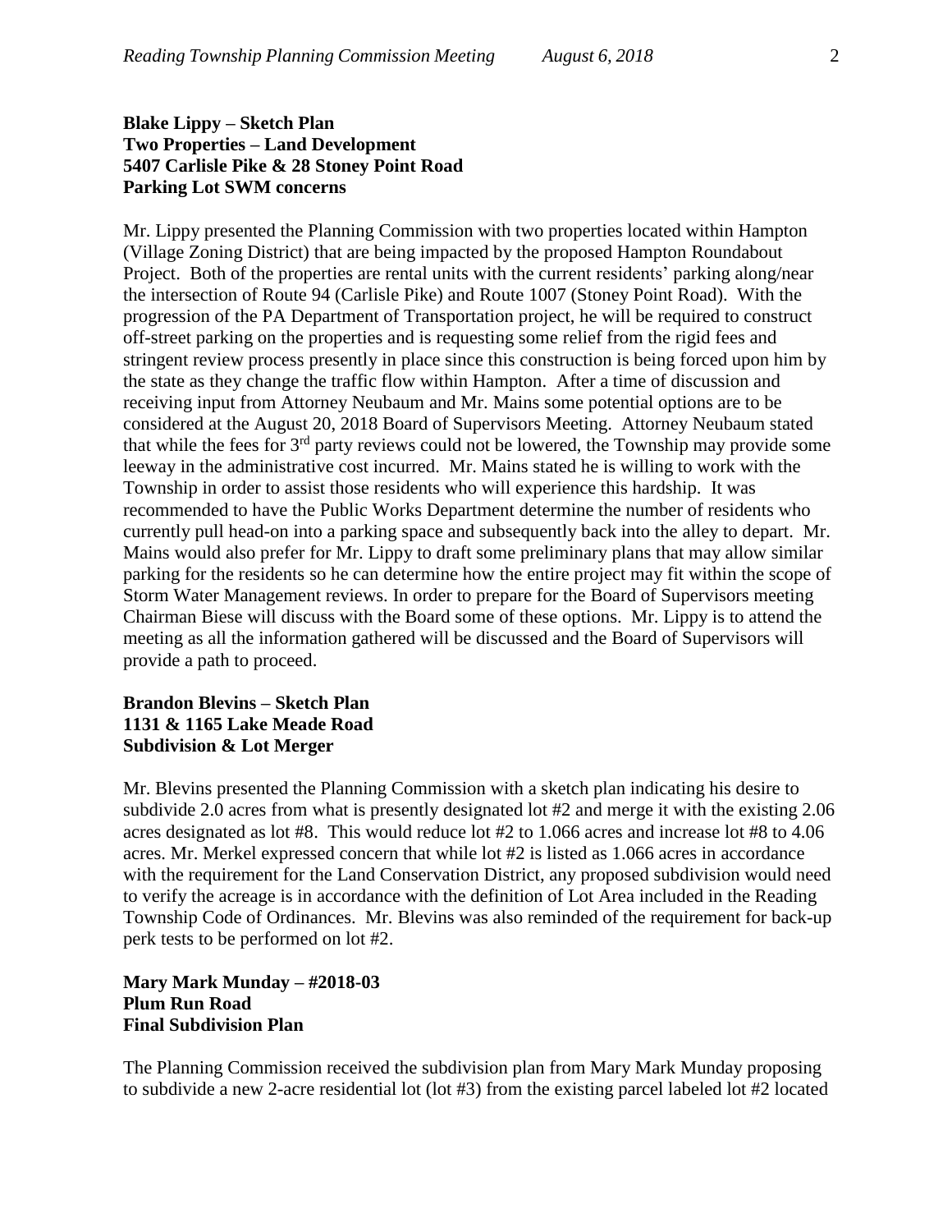**Blake Lippy – Sketch Plan**
**Two Properties – Land Development**
**5407 Carlisle Pike & 28 Stoney Point Road**
**Parking Lot SWM concerns**

Mr. Lippy presented the Planning Commission with two properties located within Hampton (Village Zoning District) that are being impacted by the proposed Hampton Roundabout Project. Both of the properties are rental units with the current residents' parking along/near the intersection of Route 94 (Carlisle Pike) and Route 1007 (Stoney Point Road). With the progression of the PA Department of Transportation project, he will be required to construct off-street parking on the properties and is requesting some relief from the rigid fees and stringent review process presently in place since this construction is being forced upon him by the state as they change the traffic flow within Hampton. After a time of discussion and receiving input from Attorney Neubaum and Mr. Mains some potential options are to be considered at the August 20, 2018 Board of Supervisors Meeting. Attorney Neubaum stated that while the fees for 3rd party reviews could not be lowered, the Township may provide some leeway in the administrative cost incurred. Mr. Mains stated he is willing to work with the Township in order to assist those residents who will experience this hardship. It was recommended to have the Public Works Department determine the number of residents who currently pull head-on into a parking space and subsequently back into the alley to depart. Mr. Mains would also prefer for Mr. Lippy to draft some preliminary plans that may allow similar parking for the residents so he can determine how the entire project may fit within the scope of Storm Water Management reviews. In order to prepare for the Board of Supervisors meeting Chairman Biese will discuss with the Board some of these options. Mr. Lippy is to attend the meeting as all the information gathered will be discussed and the Board of Supervisors will provide a path to proceed.

**Brandon Blevins – Sketch Plan**
**1131 & 1165 Lake Meade Road**
**Subdivision & Lot Merger**

Mr. Blevins presented the Planning Commission with a sketch plan indicating his desire to subdivide 2.0 acres from what is presently designated lot #2 and merge it with the existing 2.06 acres designated as lot #8. This would reduce lot #2 to 1.066 acres and increase lot #8 to 4.06 acres. Mr. Merkel expressed concern that while lot #2 is listed as 1.066 acres in accordance with the requirement for the Land Conservation District, any proposed subdivision would need to verify the acreage is in accordance with the definition of Lot Area included in the Reading Township Code of Ordinances. Mr. Blevins was also reminded of the requirement for back-up perk tests to be performed on lot #2.

**Mary Mark Munday – #2018-03**
**Plum Run Road**
**Final Subdivision Plan**

The Planning Commission received the subdivision plan from Mary Mark Munday proposing to subdivide a new 2-acre residential lot (lot #3) from the existing parcel labeled lot #2 located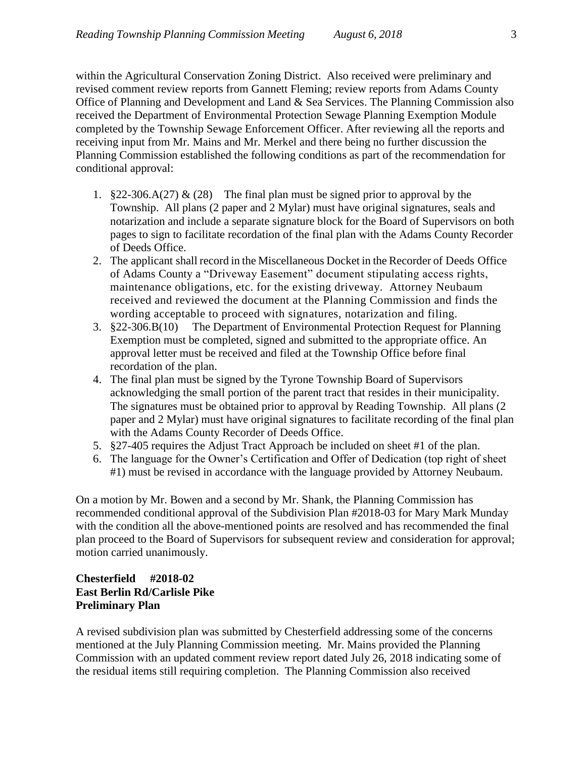within the Agricultural Conservation Zoning District. Also received were preliminary and revised comment review reports from Gannett Fleming; review reports from Adams County Office of Planning and Development and Land & Sea Services. The Planning Commission also received the Department of Environmental Protection Sewage Planning Exemption Module completed by the Township Sewage Enforcement Officer. After reviewing all the reports and receiving input from Mr. Mains and Mr. Merkel and there being no further discussion the Planning Commission established the following conditions as part of the recommendation for conditional approval:

1. §22-306.A(27) & (28) The final plan must be signed prior to approval by the Township. All plans (2 paper and 2 Mylar) must have original signatures, seals and notarization and include a separate signature block for the Board of Supervisors on both pages to sign to facilitate recordation of the final plan with the Adams County Recorder of Deeds Office.
2. The applicant shall record in the Miscellaneous Docket in the Recorder of Deeds Office of Adams County a "Driveway Easement" document stipulating access rights, maintenance obligations, etc. for the existing driveway. Attorney Neubaum received and reviewed the document at the Planning Commission and finds the wording acceptable to proceed with signatures, notarization and filing.
3. §22-306.B(10) The Department of Environmental Protection Request for Planning Exemption must be completed, signed and submitted to the appropriate office. An approval letter must be received and filed at the Township Office before final recordation of the plan.
4. The final plan must be signed by the Tyrone Township Board of Supervisors acknowledging the small portion of the parent tract that resides in their municipality. The signatures must be obtained prior to approval by Reading Township. All plans (2 paper and 2 Mylar) must have original signatures to facilitate recording of the final plan with the Adams County Recorder of Deeds Office.
5. §27-405 requires the Adjust Tract Approach be included on sheet #1 of the plan.
6. The language for the Owner's Certification and Offer of Dedication (top right of sheet #1) must be revised in accordance with the language provided by Attorney Neubaum.

On a motion by Mr. Bowen and a second by Mr. Shank, the Planning Commission has recommended conditional approval of the Subdivision Plan #2018-03 for Mary Mark Munday with the condition all the above-mentioned points are resolved and has recommended the final plan proceed to the Board of Supervisors for subsequent review and consideration for approval; motion carried unanimously.

**Chesterfield #2018-02**
**East Berlin Rd/Carlisle Pike**
**Preliminary Plan**

A revised subdivision plan was submitted by Chesterfield addressing some of the concerns mentioned at the July Planning Commission meeting. Mr. Mains provided the Planning Commission with an updated comment review report dated July 26, 2018 indicating some of the residual items still requiring completion. The Planning Commission also received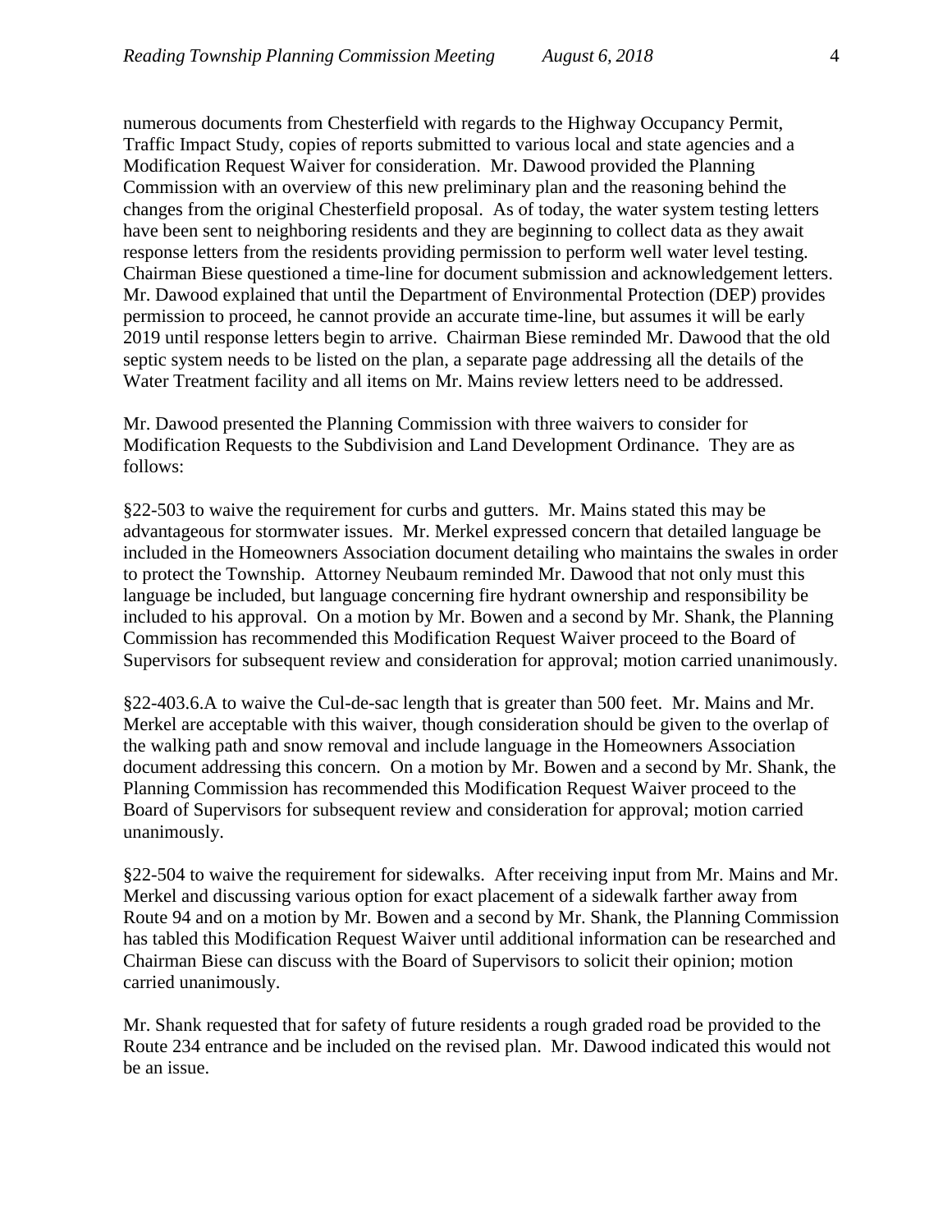numerous documents from Chesterfield with regards to the Highway Occupancy Permit, Traffic Impact Study, copies of reports submitted to various local and state agencies and a Modification Request Waiver for consideration. Mr. Dawood provided the Planning Commission with an overview of this new preliminary plan and the reasoning behind the changes from the original Chesterfield proposal. As of today, the water system testing letters have been sent to neighboring residents and they are beginning to collect data as they await response letters from the residents providing permission to perform well water level testing. Chairman Biese questioned a time-line for document submission and acknowledgement letters. Mr. Dawood explained that until the Department of Environmental Protection (DEP) provides permission to proceed, he cannot provide an accurate time-line, but assumes it will be early 2019 until response letters begin to arrive. Chairman Biese reminded Mr. Dawood that the old septic system needs to be listed on the plan, a separate page addressing all the details of the Water Treatment facility and all items on Mr. Mains review letters need to be addressed.

Mr. Dawood presented the Planning Commission with three waivers to consider for Modification Requests to the Subdivision and Land Development Ordinance. They are as follows:

§22-503 to waive the requirement for curbs and gutters. Mr. Mains stated this may be advantageous for stormwater issues. Mr. Merkel expressed concern that detailed language be included in the Homeowners Association document detailing who maintains the swales in order to protect the Township. Attorney Neubaum reminded Mr. Dawood that not only must this language be included, but language concerning fire hydrant ownership and responsibility be included to his approval. On a motion by Mr. Bowen and a second by Mr. Shank, the Planning Commission has recommended this Modification Request Waiver proceed to the Board of Supervisors for subsequent review and consideration for approval; motion carried unanimously.

§22-403.6.A to waive the Cul-de-sac length that is greater than 500 feet. Mr. Mains and Mr. Merkel are acceptable with this waiver, though consideration should be given to the overlap of the walking path and snow removal and include language in the Homeowners Association document addressing this concern. On a motion by Mr. Bowen and a second by Mr. Shank, the Planning Commission has recommended this Modification Request Waiver proceed to the Board of Supervisors for subsequent review and consideration for approval; motion carried unanimously.

§22-504 to waive the requirement for sidewalks. After receiving input from Mr. Mains and Mr. Merkel and discussing various option for exact placement of a sidewalk farther away from Route 94 and on a motion by Mr. Bowen and a second by Mr. Shank, the Planning Commission has tabled this Modification Request Waiver until additional information can be researched and Chairman Biese can discuss with the Board of Supervisors to solicit their opinion; motion carried unanimously.

Mr. Shank requested that for safety of future residents a rough graded road be provided to the Route 234 entrance and be included on the revised plan. Mr. Dawood indicated this would not be an issue.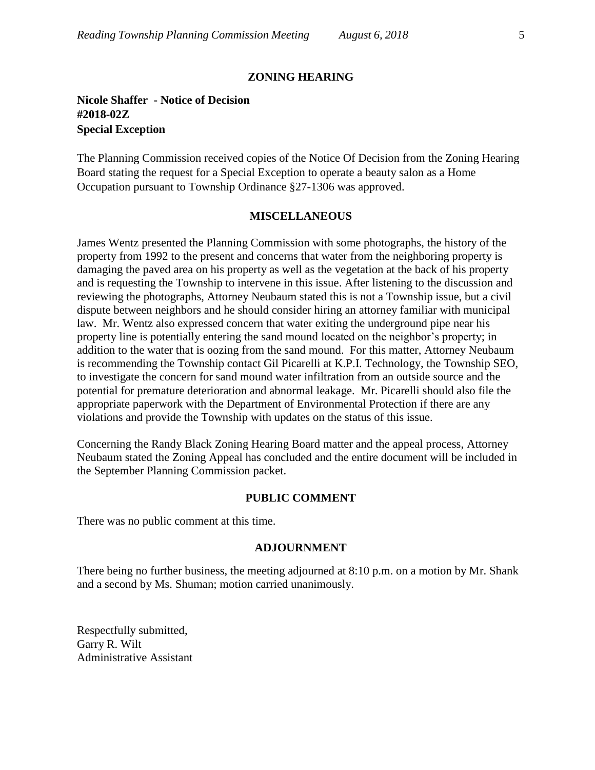## ZONING HEARING

**Nicole Shaffer - Notice of Decision**
**#2018-02Z**
**Special Exception**

The Planning Commission received copies of the Notice Of Decision from the Zoning Hearing Board stating the request for a Special Exception to operate a beauty salon as a Home Occupation pursuant to Township Ordinance §27-1306 was approved.

## MISCELLANEOUS

James Wentz presented the Planning Commission with some photographs, the history of the property from 1992 to the present and concerns that water from the neighboring property is damaging the paved area on his property as well as the vegetation at the back of his property and is requesting the Township to intervene in this issue. After listening to the discussion and reviewing the photographs, Attorney Neubaum stated this is not a Township issue, but a civil dispute between neighbors and he should consider hiring an attorney familiar with municipal law. Mr. Wentz also expressed concern that water exiting the underground pipe near his property line is potentially entering the sand mound located on the neighbor's property; in addition to the water that is oozing from the sand mound. For this matter, Attorney Neubaum is recommending the Township contact Gil Picarelli at K.P.I. Technology, the Township SEO, to investigate the concern for sand mound water infiltration from an outside source and the potential for premature deterioration and abnormal leakage. Mr. Picarelli should also file the appropriate paperwork with the Department of Environmental Protection if there are any violations and provide the Township with updates on the status of this issue.

Concerning the Randy Black Zoning Hearing Board matter and the appeal process, Attorney Neubaum stated the Zoning Appeal has concluded and the entire document will be included in the September Planning Commission packet.

## PUBLIC COMMENT

There was no public comment at this time.

## ADJOURNMENT

There being no further business, the meeting adjourned at 8:10 p.m. on a motion by Mr. Shank and a second by Ms. Shuman; motion carried unanimously.

Respectfully submitted,
Garry R. Wilt
Administrative Assistant